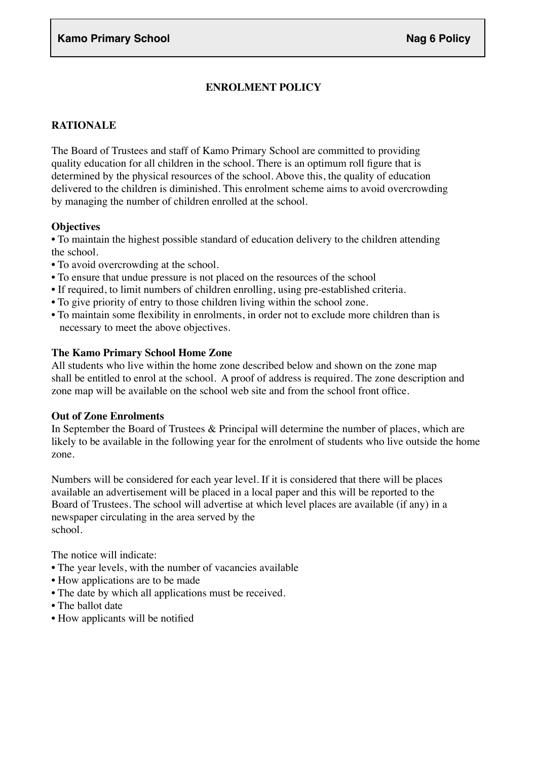**Kamo Primary School** **Nag 6 Policy**

## ENROLMENT POLICY

### RATIONALE

The Board of Trustees and staff of Kamo Primary School are committed to providing quality education for all children in the school. There is an optimum roll figure that is determined by the physical resources of the school. Above this, the quality of education delivered to the children is diminished. This enrolment scheme aims to avoid overcrowding by managing the number of children enrolled at the school.

### Objectives

- To maintain the highest possible standard of education delivery to the children attending the school.
- To avoid overcrowding at the school.
- To ensure that undue pressure is not placed on the resources of the school
- If required, to limit numbers of children enrolling, using pre-established criteria.
- To give priority of entry to those children living within the school zone.
- To maintain some flexibility in enrolments, in order not to exclude more children than is necessary to meet the above objectives.

### The Kamo Primary School Home Zone

All students who live within the home zone described below and shown on the zone map shall be entitled to enrol at the school. A proof of address is required. The zone description and zone map will be available on the school web site and from the school front office.

### Out of Zone Enrolments

In September the Board of Trustees & Principal will determine the number of places, which are likely to be available in the following year for the enrolment of students who live outside the home zone.

Numbers will be considered for each year level. If it is considered that there will be places available an advertisement will be placed in a local paper and this will be reported to the Board of Trustees. The school will advertise at which level places are available (if any) in a newspaper circulating in the area served by the school.

The notice will indicate:

- The year levels, with the number of vacancies available
- How applications are to be made
- The date by which all applications must be received.
- The ballot date
- How applicants will be notified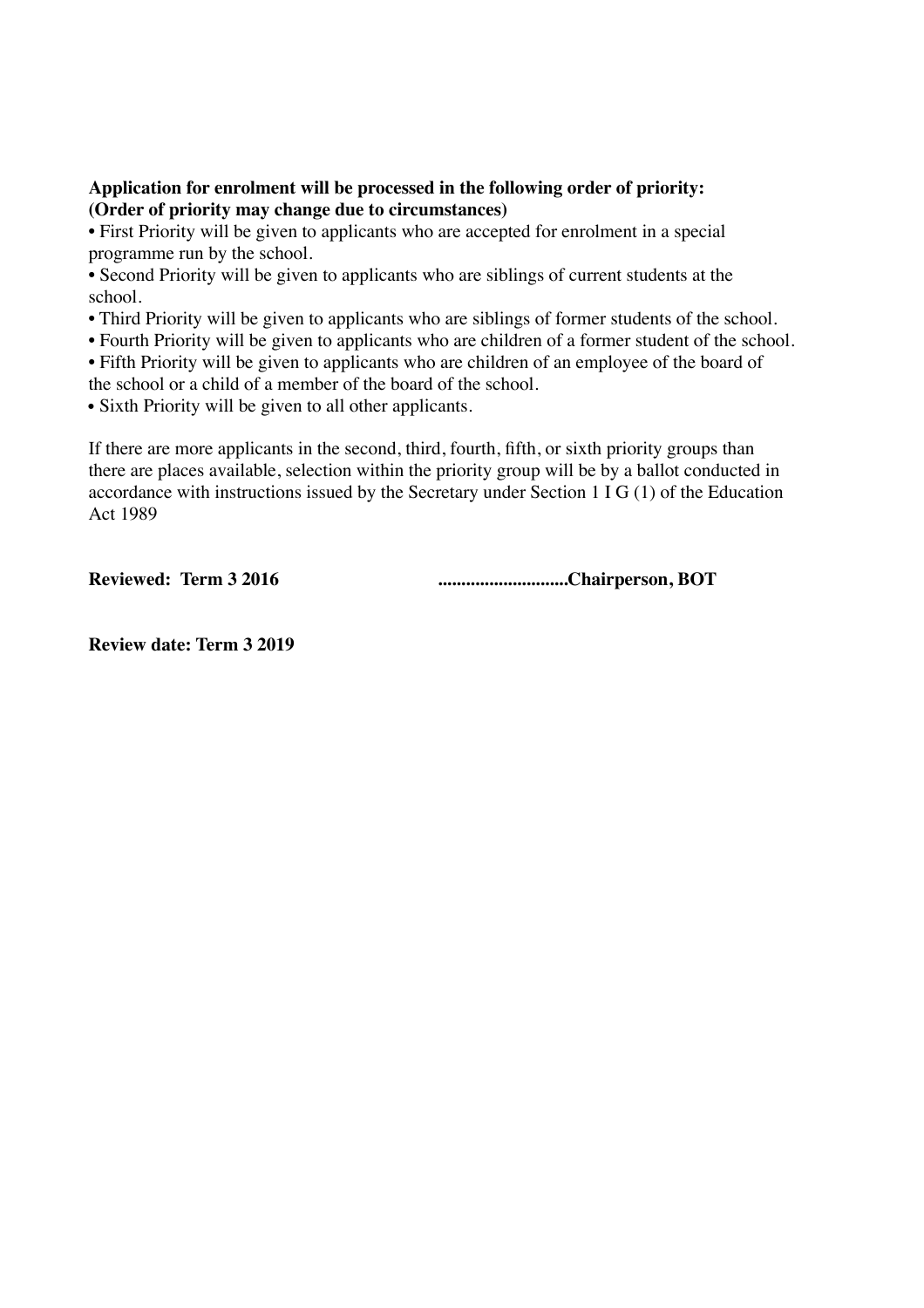**Application for enrolment will be processed in the following order of priority:**
**(Order of priority may change due to circumstances)**

- First Priority will be given to applicants who are accepted for enrolment in a special programme run by the school.
- Second Priority will be given to applicants who are siblings of current students at the school.
- Third Priority will be given to applicants who are siblings of former students of the school.
- Fourth Priority will be given to applicants who are children of a former student of the school.
- Fifth Priority will be given to applicants who are children of an employee of the board of the school or a child of a member of the board of the school.
- Sixth Priority will be given to all other applicants.

If there are more applicants in the second, third, fourth, fifth, or sixth priority groups than there are places available, selection within the priority group will be by a ballot conducted in accordance with instructions issued by the Secretary under Section 1 I G (1) of the Education Act 1989

**Reviewed: Term 3 2016** **............................Chairperson, BOT**

**Review date: Term 3 2019**